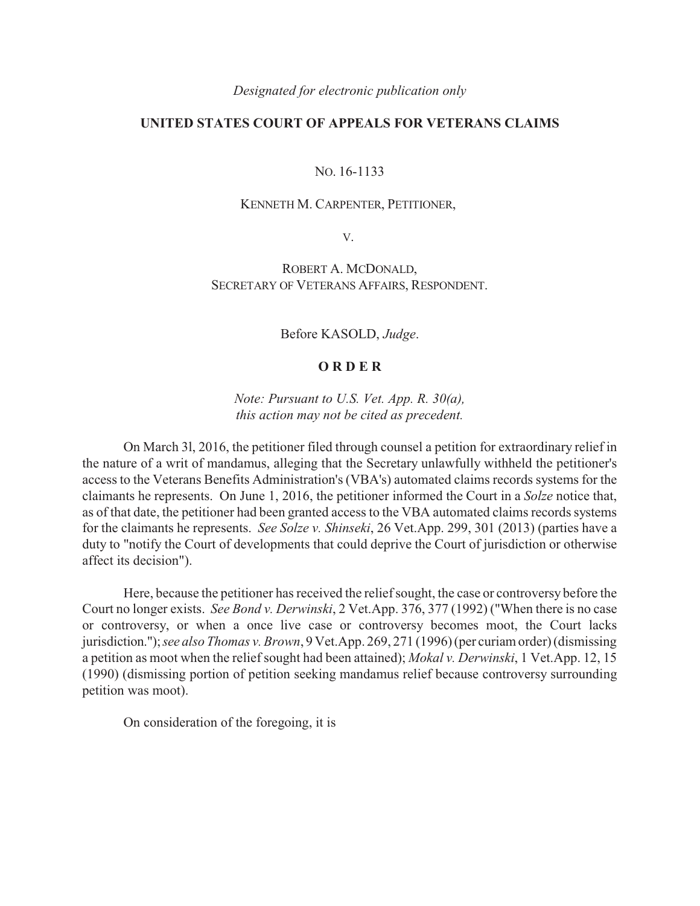*Designated for electronic publication only*

**UNITED STATES COURT OF APPEALS FOR VETERANS CLAIMS**

NO. 16-1133

KENNETH M. CARPENTER, PETITIONER,

V.

ROBERT A. MCDONALD,
SECRETARY OF VETERANS AFFAIRS, RESPONDENT.

Before KASOLD, *Judge*.

**O R D E R**

*Note: Pursuant to U.S. Vet. App. R. 30(a), this action may not be cited as precedent.*

On March 3l, 2016, the petitioner filed through counsel a petition for extraordinary relief in the nature of a writ of mandamus, alleging that the Secretary unlawfully withheld the petitioner's access to the Veterans Benefits Administration's (VBA's) automated claims records systems for the claimants he represents. On June 1, 2016, the petitioner informed the Court in a *Solze* notice that, as of that date, the petitioner had been granted access to the VBA automated claims records systems for the claimants he represents. *See Solze v. Shinseki*, 26 Vet.App. 299, 301 (2013) (parties have a duty to "notify the Court of developments that could deprive the Court of jurisdiction or otherwise affect its decision").

Here, because the petitioner has received the relief sought, the case or controversy before the Court no longer exists. *See Bond v. Derwinski*, 2 Vet.App. 376, 377 (1992) ("When there is no case or controversy, or when a once live case or controversy becomes moot, the Court lacks jurisdiction."); *see also Thomas v. Brown*, 9 Vet.App. 269, 271 (1996) (per curiam order) (dismissing a petition as moot when the relief sought had been attained); *Mokal v. Derwinski*, 1 Vet.App. 12, 15 (1990) (dismissing portion of petition seeking mandamus relief because controversy surrounding petition was moot).

On consideration of the foregoing, it is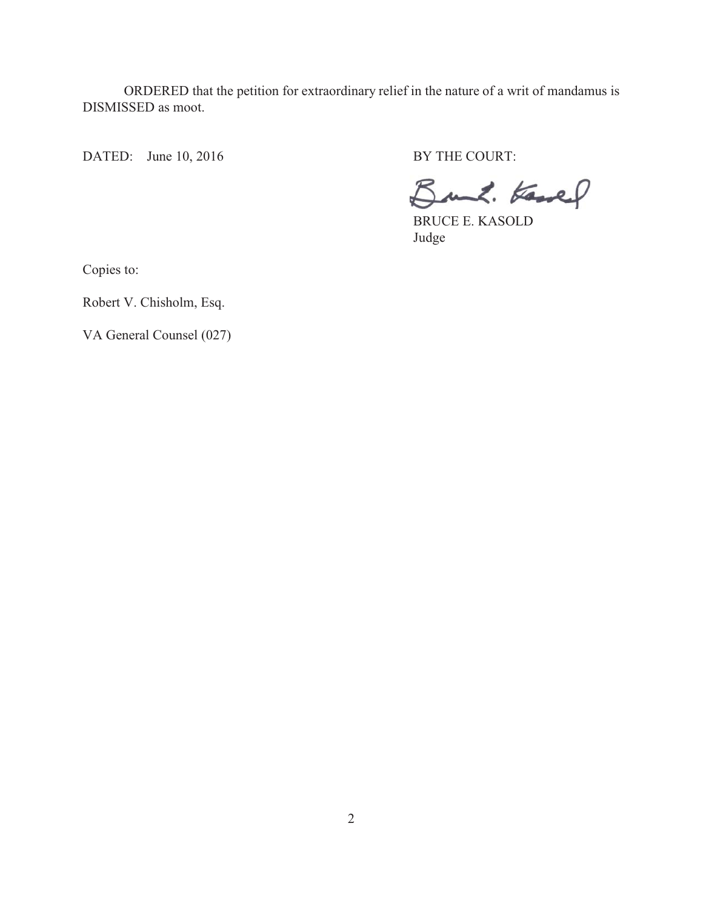ORDERED that the petition for extraordinary relief in the nature of a writ of mandamus is DISMISSED as moot.

DATED: June 10, 2016

BY THE COURT:

BRUCE E. KASOLD
Judge

Copies to:

Robert V. Chisholm, Esq.

VA General Counsel (027)